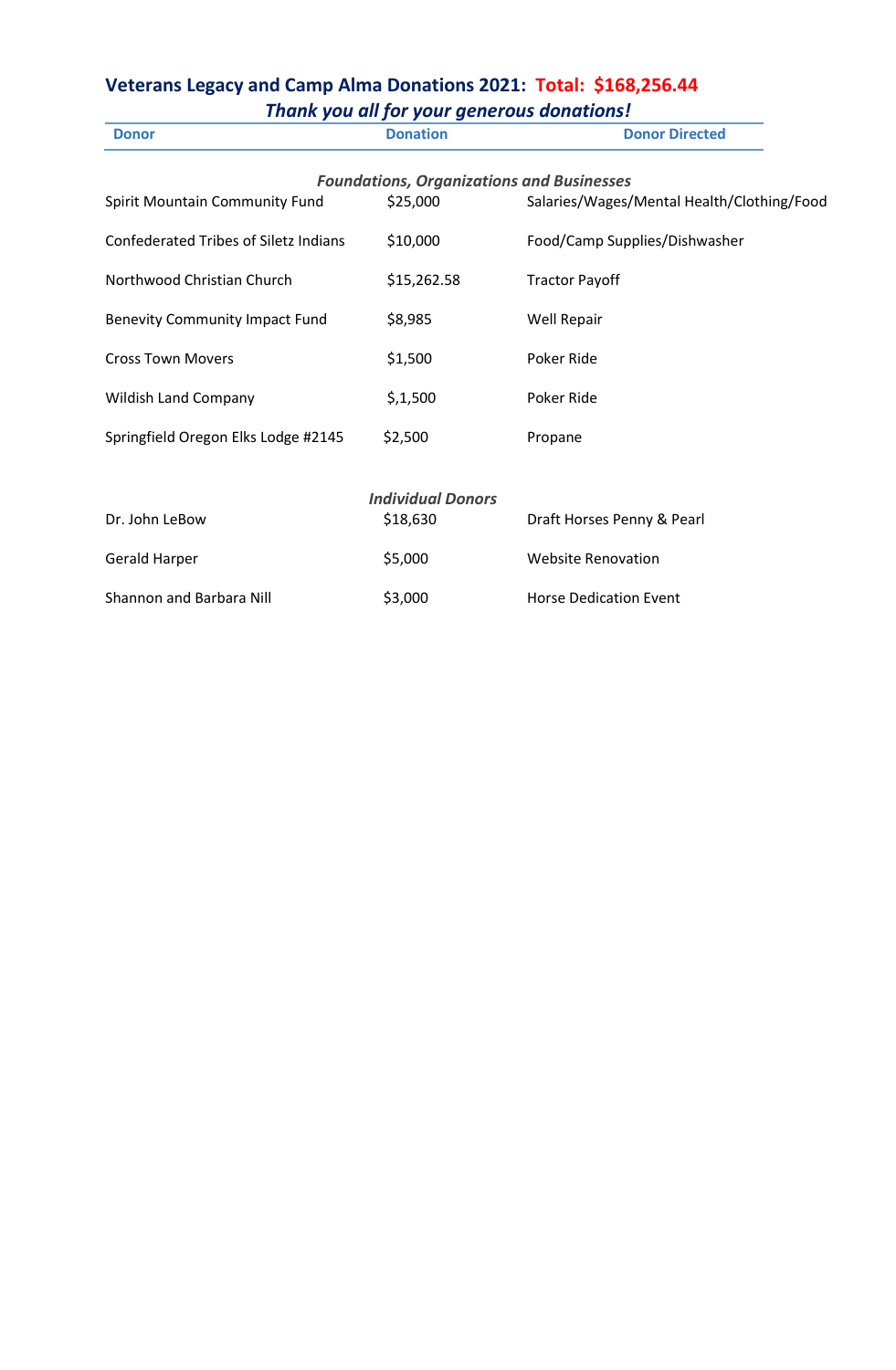## Veterans Legacy and Camp Alma Donations 2021: Total: $168,256.44

***Thank you all for your generous donations!***

| Donor | Donation | Donor Directed |
|---|---|---|
| ***Foundations, Organizations and Businesses*** | | |
| Spirit Mountain Community Fund | $25,000 | Salaries/Wages/Mental Health/Clothing/Food |
| Confederated Tribes of Siletz Indians | $10,000 | Food/Camp Supplies/Dishwasher |
| Northwood Christian Church | $15,262.58 | Tractor Payoff |
| Benevity Community Impact Fund | $8,985 | Well Repair |
| Cross Town Movers | $1,500 | Poker Ride |
| Wildish Land Company | $,1,500 | Poker Ride |
| Springfield Oregon Elks Lodge #2145 | $2,500 | Propane |
| ***Individual Donors*** | | |
| Dr. John LeBow | $18,630 | Draft Horses Penny & Pearl |
| Gerald Harper | $5,000 | Website Renovation |
| Shannon and Barbara Nill | $3,000 | Horse Dedication Event |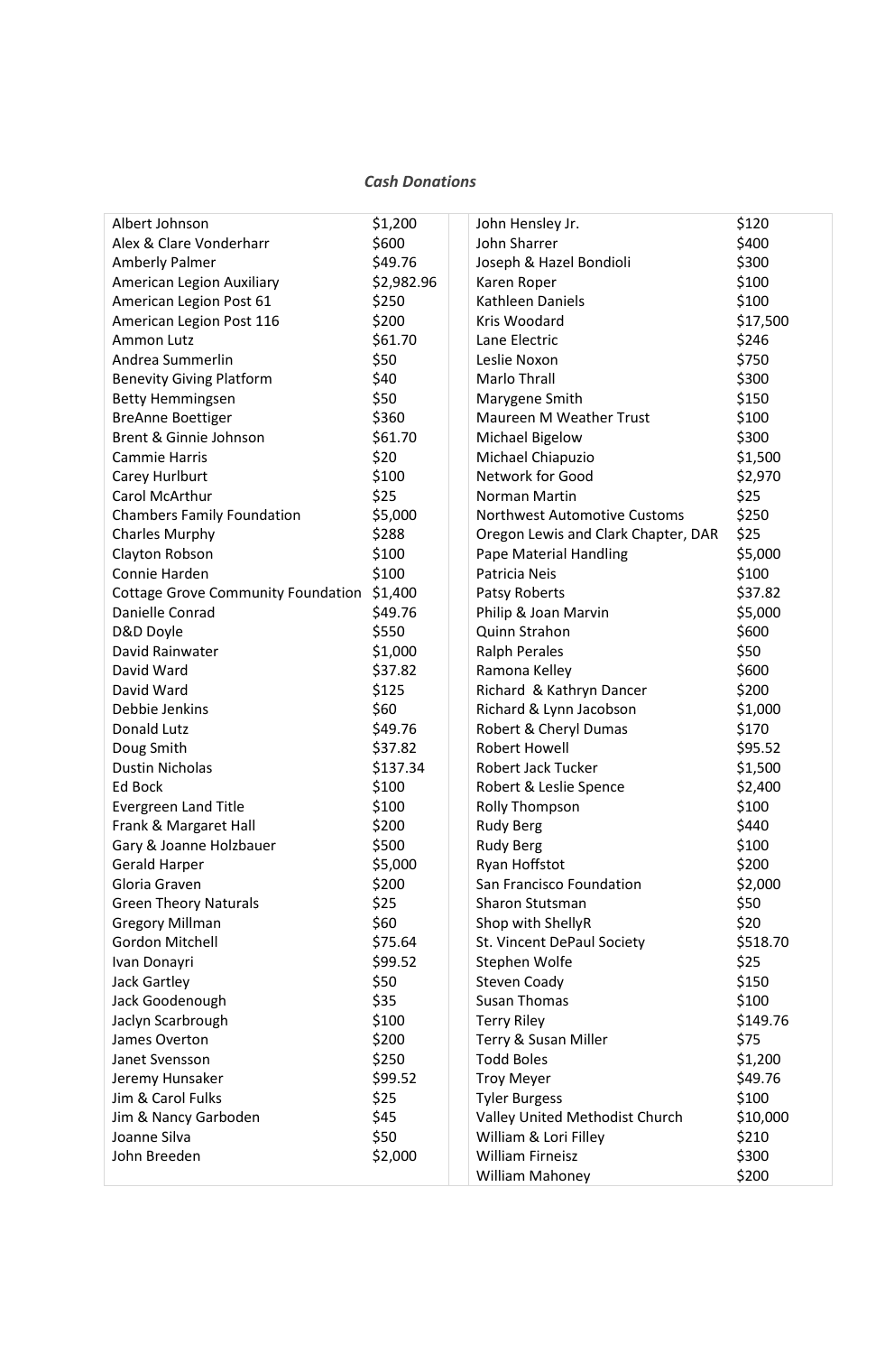*Cash Donations*

| | | | |
|---|---|---|---|
| Albert Johnson | $1,200 | John Hensley Jr. | $120 |
| Alex & Clare Vonderharr | $600 | John Sharrer | $400 |
| Amberly Palmer | $49.76 | Joseph & Hazel Bondioli | $300 |
| American Legion Auxiliary | $2,982.96 | Karen Roper | $100 |
| American Legion Post 61 | $250 | Kathleen Daniels | $100 |
| American Legion Post 116 | $200 | Kris Woodard | $17,500 |
| Ammon Lutz | $61.70 | Lane Electric | $246 |
| Andrea Summerlin | $50 | Leslie Noxon | $750 |
| Benevity Giving Platform | $40 | Marlo Thrall | $300 |
| Betty Hemmingsen | $50 | Marygene Smith | $150 |
| BreAnne Boettiger | $360 | Maureen M Weather Trust | $100 |
| Brent & Ginnie Johnson | $61.70 | Michael Bigelow | $300 |
| Cammie Harris | $20 | Michael Chiapuzio | $1,500 |
| Carey Hurlburt | $100 | Network for Good | $2,970 |
| Carol McArthur | $25 | Norman Martin | $25 |
| Chambers Family Foundation | $5,000 | Northwest Automotive Customs | $250 |
| Charles Murphy | $288 | Oregon Lewis and Clark Chapter, DAR | $25 |
| Clayton Robson | $100 | Pape Material Handling | $5,000 |
| Connie Harden | $100 | Patricia Neis | $100 |
| Cottage Grove Community Foundation | $1,400 | Patsy Roberts | $37.82 |
| Danielle Conrad | $49.76 | Philip & Joan Marvin | $5,000 |
| D&D Doyle | $550 | Quinn Strahon | $600 |
| David Rainwater | $1,000 | Ralph Perales | $50 |
| David Ward | $37.82 | Ramona Kelley | $600 |
| David Ward | $125 | Richard & Kathryn Dancer | $200 |
| Debbie Jenkins | $60 | Richard & Lynn Jacobson | $1,000 |
| Donald Lutz | $49.76 | Robert & Cheryl Dumas | $170 |
| Doug Smith | $37.82 | Robert Howell | $95.52 |
| Dustin Nicholas | $137.34 | Robert Jack Tucker | $1,500 |
| Ed Bock | $100 | Robert & Leslie Spence | $2,400 |
| Evergreen Land Title | $100 | Rolly Thompson | $100 |
| Frank & Margaret Hall | $200 | Rudy Berg | $440 |
| Gary & Joanne Holzbauer | $500 | Rudy Berg | $100 |
| Gerald Harper | $5,000 | Ryan Hoffstot | $200 |
| Gloria Graven | $200 | San Francisco Foundation | $2,000 |
| Green Theory Naturals | $25 | Sharon Stutsman | $50 |
| Gregory Millman | $60 | Shop with ShellyR | $20 |
| Gordon Mitchell | $75.64 | St. Vincent DePaul Society | $518.70 |
| Ivan Donayri | $99.52 | Stephen Wolfe | $25 |
| Jack Gartley | $50 | Steven Coady | $150 |
| Jack Goodenough | $35 | Susan Thomas | $100 |
| Jaclyn Scarbrough | $100 | Terry Riley | $149.76 |
| James Overton | $200 | Terry & Susan Miller | $75 |
| Janet Svensson | $250 | Todd Boles | $1,200 |
| Jeremy Hunsaker | $99.52 | Troy Meyer | $49.76 |
| Jim & Carol Fulks | $25 | Tyler Burgess | $100 |
| Jim & Nancy Garboden | $45 | Valley United Methodist Church | $10,000 |
| Joanne Silva | $50 | William & Lori Filley | $210 |
| John Breeden | $2,000 | William Firneisz | $300 |
| | | William Mahoney | $200 |